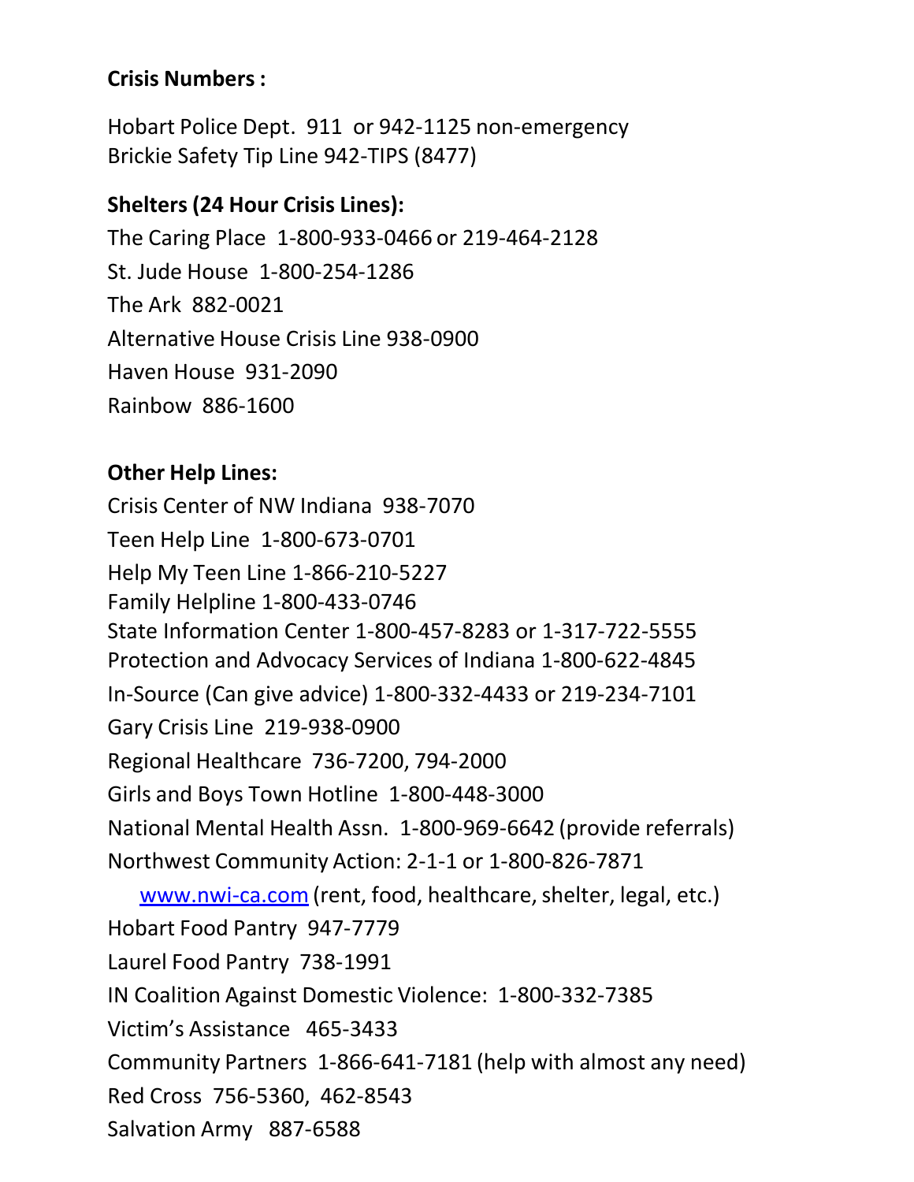**Crisis Numbers :**

Hobart Police Dept. 911 or 942-1125 non-emergency
Brickie Safety Tip Line 942-TIPS (8477)

**Shelters (24 Hour Crisis Lines):**

The Caring Place 1-800-933-0466 or 219-464-2128

St. Jude House 1-800-254-1286

The Ark 882-0021

Alternative House Crisis Line 938-0900

Haven House 931-2090

Rainbow 886-1600

**Other Help Lines:**

Crisis Center of NW Indiana 938-7070

Teen Help Line 1-800-673-0701

Help My Teen Line 1-866-210-5227

Family Helpline 1-800-433-0746

State Information Center 1-800-457-8283 or 1-317-722-5555

Protection and Advocacy Services of Indiana 1-800-622-4845

In-Source (Can give advice) 1-800-332-4433 or 219-234-7101

Gary Crisis Line 219-938-0900

Regional Healthcare 736-7200, 794-2000

Girls and Boys Town Hotline 1-800-448-3000

National Mental Health Assn. 1-800-969-6642 (provide referrals)

Northwest Community Action: 2-1-1 or 1-800-826-7871
[www.nwi-ca.com](http://www.nwi-ca.com) (rent, food, healthcare, shelter, legal, etc.)

Hobart Food Pantry 947-7779

Laurel Food Pantry 738-1991

IN Coalition Against Domestic Violence: 1-800-332-7385

Victim's Assistance 465-3433

Community Partners 1-866-641-7181 (help with almost any need)

Red Cross 756-5360, 462-8543

Salvation Army 887-6588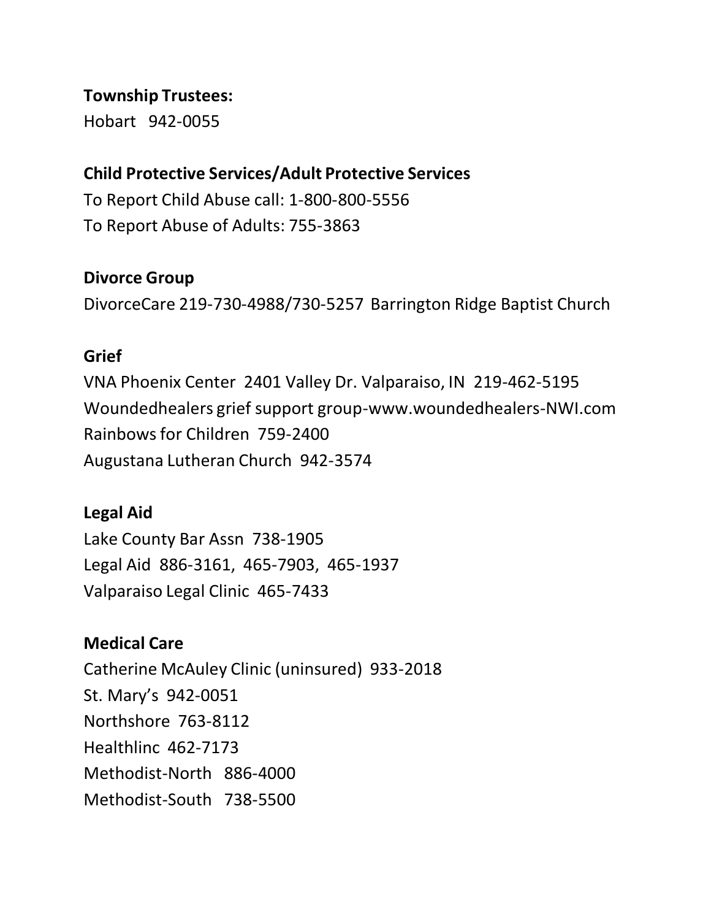**Township Trustees:**
Hobart   942-0055

**Child Protective Services/Adult Protective Services**
To Report Child Abuse call: 1-800-800-5556
To Report Abuse of Adults: 755-3863

**Divorce Group**
DivorceCare 219-730-4988/730-5257  Barrington Ridge Baptist Church

**Grief**
VNA Phoenix Center  2401 Valley Dr. Valparaiso, IN  219-462-5195
Woundedhealers grief support group-www.woundedhealers-NWI.com
Rainbows for Children  759-2400
Augustana Lutheran Church  942-3574

**Legal Aid**
Lake County Bar Assn  738-1905
Legal Aid  886-3161,  465-7903,  465-1937
Valparaiso Legal Clinic  465-7433

**Medical Care**
Catherine McAuley Clinic (uninsured)  933-2018
St. Mary's  942-0051
Northshore  763-8112
Healthlinc  462-7173
Methodist-North   886-4000
Methodist-South   738-5500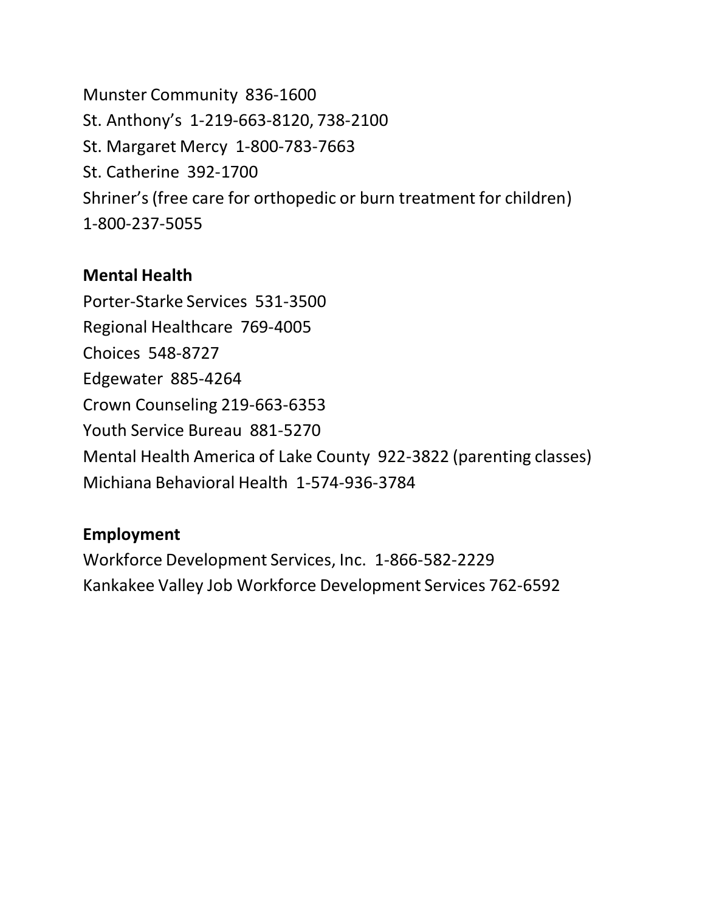Munster Community 836-1600
St. Anthony's 1-219-663-8120, 738-2100
St. Margaret Mercy 1-800-783-7663
St. Catherine 392-1700
Shriner's (free care for orthopedic or burn treatment for children)
1-800-237-5055

**Mental Health**

Porter-Starke Services 531-3500
Regional Healthcare 769-4005
Choices 548-8727
Edgewater 885-4264
Crown Counseling 219-663-6353
Youth Service Bureau 881-5270
Mental Health America of Lake County 922-3822 (parenting classes)
Michiana Behavioral Health 1-574-936-3784

**Employment**

Workforce Development Services, Inc. 1-866-582-2229
Kankakee Valley Job Workforce Development Services 762-6592